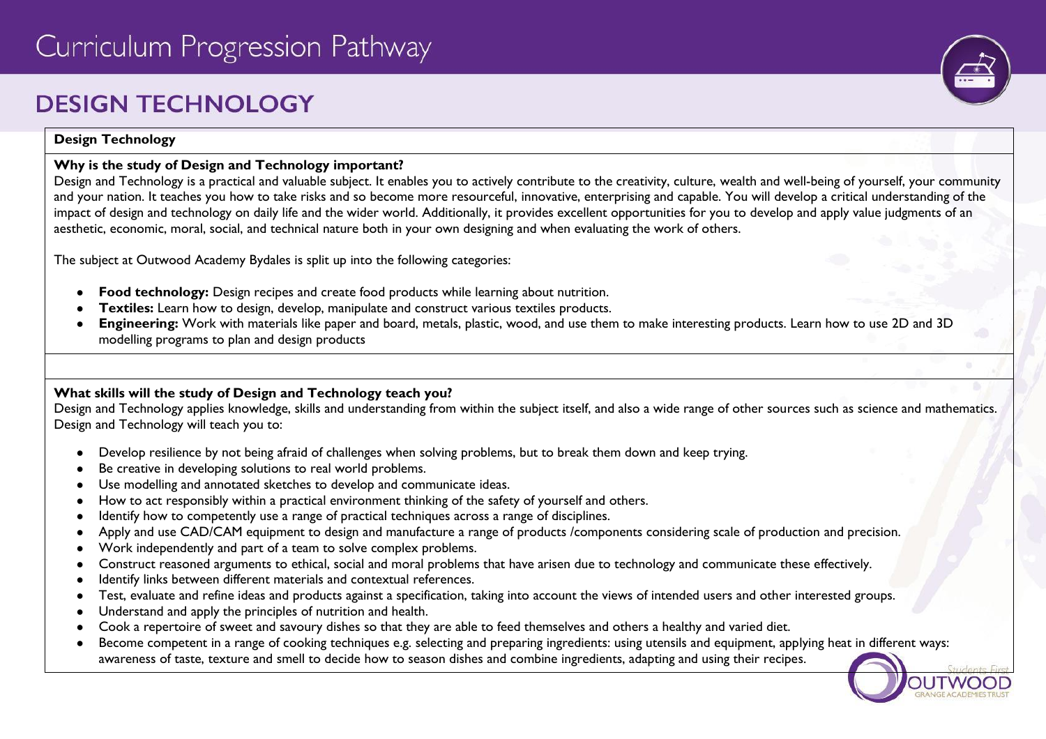# Curriculum Progression Pathway

## DESIGN TECHNOLOGY

**Design Technology**

**Why is the study of Design and Technology important?**

Design and Technology is a practical and valuable subject. It enables you to actively contribute to the creativity, culture, wealth and well-being of yourself, your community and your nation. It teaches you how to take risks and so become more resourceful, innovative, enterprising and capable. You will develop a critical understanding of the impact of design and technology on daily life and the wider world. Additionally, it provides excellent opportunities for you to develop and apply value judgments of an aesthetic, economic, moral, social, and technical nature both in your own designing and when evaluating the work of others.

The subject at Outwood Academy Bydales is split up into the following categories:

- **Food technology:** Design recipes and create food products while learning about nutrition.
- **Textiles:** Learn how to design, develop, manipulate and construct various textiles products.
- **Engineering:** Work with materials like paper and board, metals, plastic, wood, and use them to make interesting products. Learn how to use 2D and 3D modelling programs to plan and design products

**What skills will the study of Design and Technology teach you?**

Design and Technology applies knowledge, skills and understanding from within the subject itself, and also a wide range of other sources such as science and mathematics. Design and Technology will teach you to:

- Develop resilience by not being afraid of challenges when solving problems, but to break them down and keep trying.
- Be creative in developing solutions to real world problems.
- Use modelling and annotated sketches to develop and communicate ideas.
- How to act responsibly within a practical environment thinking of the safety of yourself and others.
- Identify how to competently use a range of practical techniques across a range of disciplines.
- Apply and use CAD/CAM equipment to design and manufacture a range of products /components considering scale of production and precision.
- Work independently and part of a team to solve complex problems.
- Construct reasoned arguments to ethical, social and moral problems that have arisen due to technology and communicate these effectively.
- Identify links between different materials and contextual references.
- Test, evaluate and refine ideas and products against a specification, taking into account the views of intended users and other interested groups.
- Understand and apply the principles of nutrition and health.
- Cook a repertoire of sweet and savoury dishes so that they are able to feed themselves and others a healthy and varied diet.
- Become competent in a range of cooking techniques e.g. selecting and preparing ingredients: using utensils and equipment, applying heat in different ways: awareness of taste, texture and smell to decide how to season dishes and combine ingredients, adapting and using their recipes.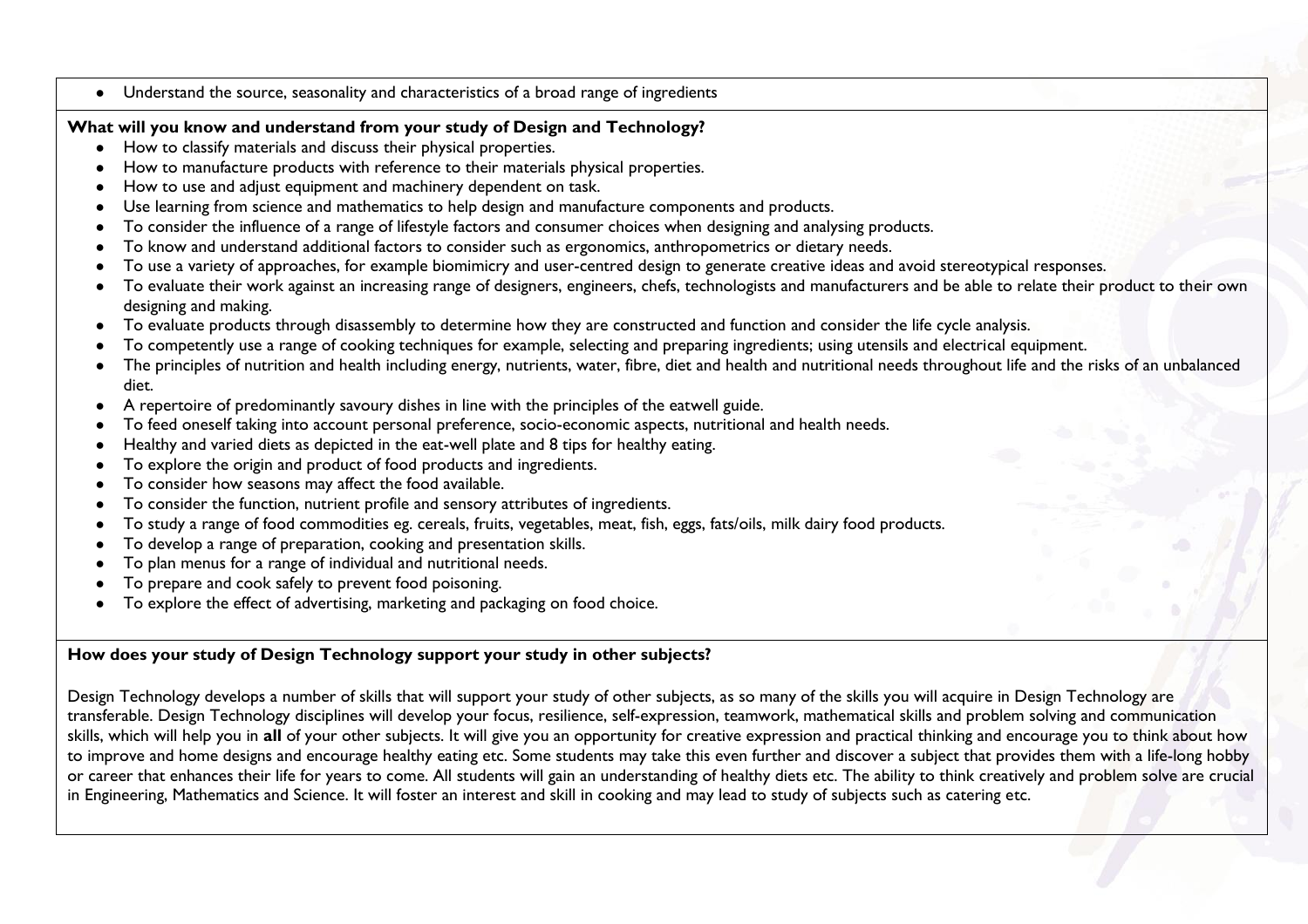- Understand the source, seasonality and characteristics of a broad range of ingredients

**What will you know and understand from your study of Design and Technology?**

- How to classify materials and discuss their physical properties.
- How to manufacture products with reference to their materials physical properties.
- How to use and adjust equipment and machinery dependent on task.
- Use learning from science and mathematics to help design and manufacture components and products.
- To consider the influence of a range of lifestyle factors and consumer choices when designing and analysing products.
- To know and understand additional factors to consider such as ergonomics, anthropometrics or dietary needs.
- To use a variety of approaches, for example biomimicry and user-centred design to generate creative ideas and avoid stereotypical responses.
- To evaluate their work against an increasing range of designers, engineers, chefs, technologists and manufacturers and be able to relate their product to their own designing and making.
- To evaluate products through disassembly to determine how they are constructed and function and consider the life cycle analysis.
- To competently use a range of cooking techniques for example, selecting and preparing ingredients; using utensils and electrical equipment.
- The principles of nutrition and health including energy, nutrients, water, fibre, diet and health and nutritional needs throughout life and the risks of an unbalanced diet.
- A repertoire of predominantly savoury dishes in line with the principles of the eatwell guide.
- To feed oneself taking into account personal preference, socio-economic aspects, nutritional and health needs.
- Healthy and varied diets as depicted in the eat-well plate and 8 tips for healthy eating.
- To explore the origin and product of food products and ingredients.
- To consider how seasons may affect the food available.
- To consider the function, nutrient profile and sensory attributes of ingredients.
- To study a range of food commodities eg. cereals, fruits, vegetables, meat, fish, eggs, fats/oils, milk dairy food products.
- To develop a range of preparation, cooking and presentation skills.
- To plan menus for a range of individual and nutritional needs.
- To prepare and cook safely to prevent food poisoning.
- To explore the effect of advertising, marketing and packaging on food choice.

**How does your study of Design Technology support your study in other subjects?**

Design Technology develops a number of skills that will support your study of other subjects, as so many of the skills you will acquire in Design Technology are transferable. Design Technology disciplines will develop your focus, resilience, self-expression, teamwork, mathematical skills and problem solving and communication skills, which will help you in **all** of your other subjects. It will give you an opportunity for creative expression and practical thinking and encourage you to think about how to improve and home designs and encourage healthy eating etc. Some students may take this even further and discover a subject that provides them with a life-long hobby or career that enhances their life for years to come. All students will gain an understanding of healthy diets etc. The ability to think creatively and problem solve are crucial in Engineering, Mathematics and Science. It will foster an interest and skill in cooking and may lead to study of subjects such as catering etc.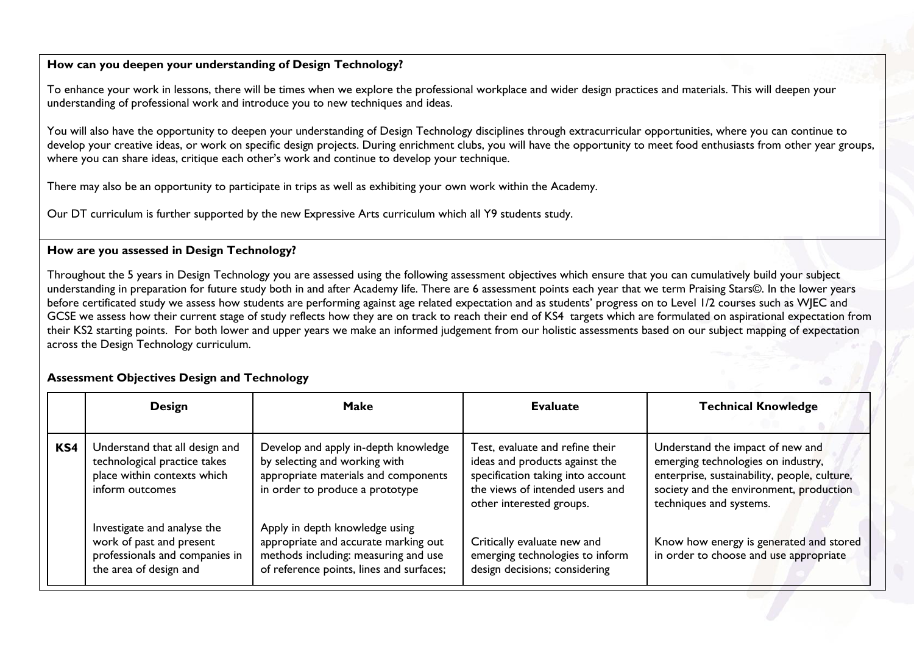**How can you deepen your understanding of Design Technology?**

To enhance your work in lessons, there will be times when we explore the professional workplace and wider design practices and materials. This will deepen your understanding of professional work and introduce you to new techniques and ideas.

You will also have the opportunity to deepen your understanding of Design Technology disciplines through extracurricular opportunities, where you can continue to develop your creative ideas, or work on specific design projects. During enrichment clubs, you will have the opportunity to meet food enthusiasts from other year groups, where you can share ideas, critique each other's work and continue to develop your technique.

There may also be an opportunity to participate in trips as well as exhibiting your own work within the Academy.

Our DT curriculum is further supported by the new Expressive Arts curriculum which all Y9 students study.

**How are you assessed in Design Technology?**

Throughout the 5 years in Design Technology you are assessed using the following assessment objectives which ensure that you can cumulatively build your subject understanding in preparation for future study both in and after Academy life. There are 6 assessment points each year that we term Praising Stars©. In the lower years before certificated study we assess how students are performing against age related expectation and as students' progress on to Level 1/2 courses such as WJEC and GCSE we assess how their current stage of study reflects how they are on track to reach their end of KS4 targets which are formulated on aspirational expectation from their KS2 starting points. For both lower and upper years we make an informed judgement from our holistic assessments based on our subject mapping of expectation across the Design Technology curriculum.

**Assessment Objectives Design and Technology**

| | Design | Make | Evaluate | Technical Knowledge |
|---|---|---|---|---|
| **KS4** | Understand that all design and technological practice takes place within contexts which inform outcomes<br><br>Investigate and analyse the work of past and present professionals and companies in the area of design and | Develop and apply in-depth knowledge by selecting and working with appropriate materials and components in order to produce a prototype<br><br>Apply in depth knowledge using appropriate and accurate marking out methods including: measuring and use of reference points, lines and surfaces; | Test, evaluate and refine their ideas and products against the specification taking into account the views of intended users and other interested groups.<br><br>Critically evaluate new and emerging technologies to inform design decisions; considering | Understand the impact of new and emerging technologies on industry, enterprise, sustainability, people, culture, society and the environment, production techniques and systems.<br><br>Know how energy is generated and stored in order to choose and use appropriate |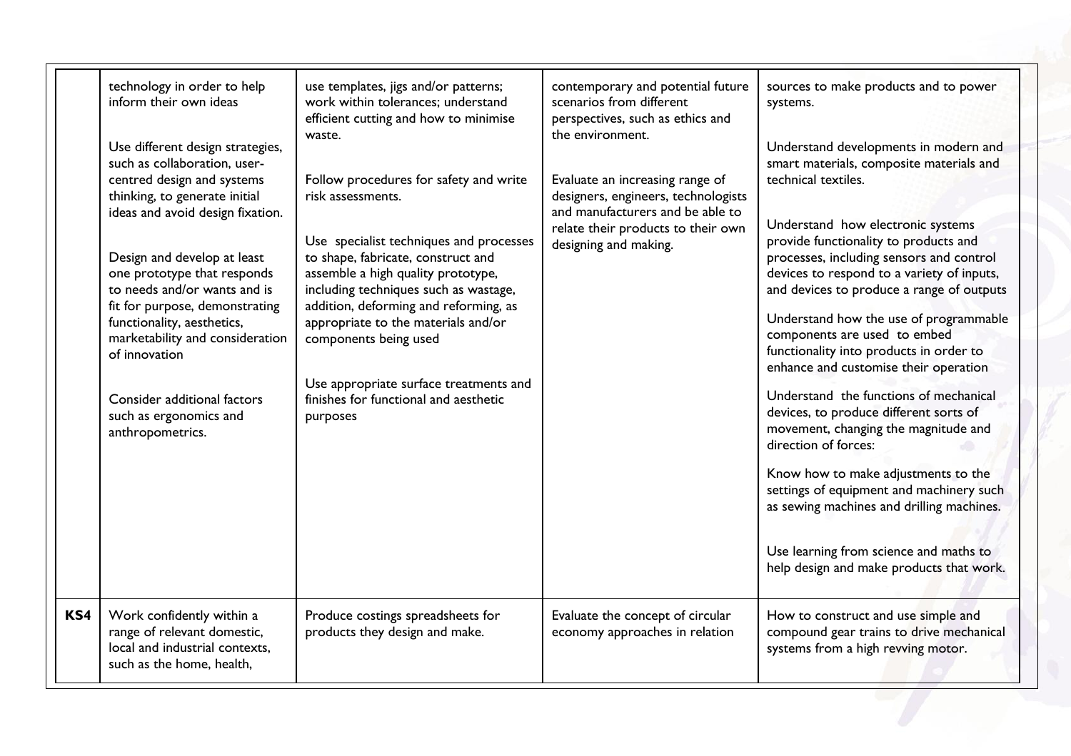| | | | | |
|---|---|---|---|---|
| | technology in order to help inform their own ideas<br><br>Use different design strategies, such as collaboration, user-centred design and systems thinking, to generate initial ideas and avoid design fixation.<br><br>Design and develop at least one prototype that responds to needs and/or wants and is fit for purpose, demonstrating functionality, aesthetics, marketability and consideration of innovation<br><br>Consider additional factors such as ergonomics and anthropometrics. | use templates, jigs and/or patterns; work within tolerances; understand efficient cutting and how to minimise waste.<br><br>Follow procedures for safety and write risk assessments.<br><br>Use specialist techniques and processes to shape, fabricate, construct and assemble a high quality prototype, including techniques such as wastage, addition, deforming and reforming, as appropriate to the materials and/or components being used<br><br>Use appropriate surface treatments and finishes for functional and aesthetic purposes | contemporary and potential future scenarios from different perspectives, such as ethics and the environment.<br><br>Evaluate an increasing range of designers, engineers, technologists and manufacturers and be able to relate their products to their own designing and making. | sources to make products and to power systems.<br><br>Understand developments in modern and smart materials, composite materials and technical textiles.<br><br>Understand how electronic systems provide functionality to products and processes, including sensors and control devices to respond to a variety of inputs, and devices to produce a range of outputs<br><br>Understand how the use of programmable components are used to embed functionality into products in order to enhance and customise their operation<br><br>Understand the functions of mechanical devices, to produce different sorts of movement, changing the magnitude and direction of forces:<br><br>Know how to make adjustments to the settings of equipment and machinery such as sewing machines and drilling machines.<br><br>Use learning from science and maths to help design and make products that work. |
| **KS4** | Work confidently within a range of relevant domestic, local and industrial contexts, such as the home, health, | Produce costings spreadsheets for products they design and make. | Evaluate the concept of circular economy approaches in relation | How to construct and use simple and compound gear trains to drive mechanical systems from a high revving motor. |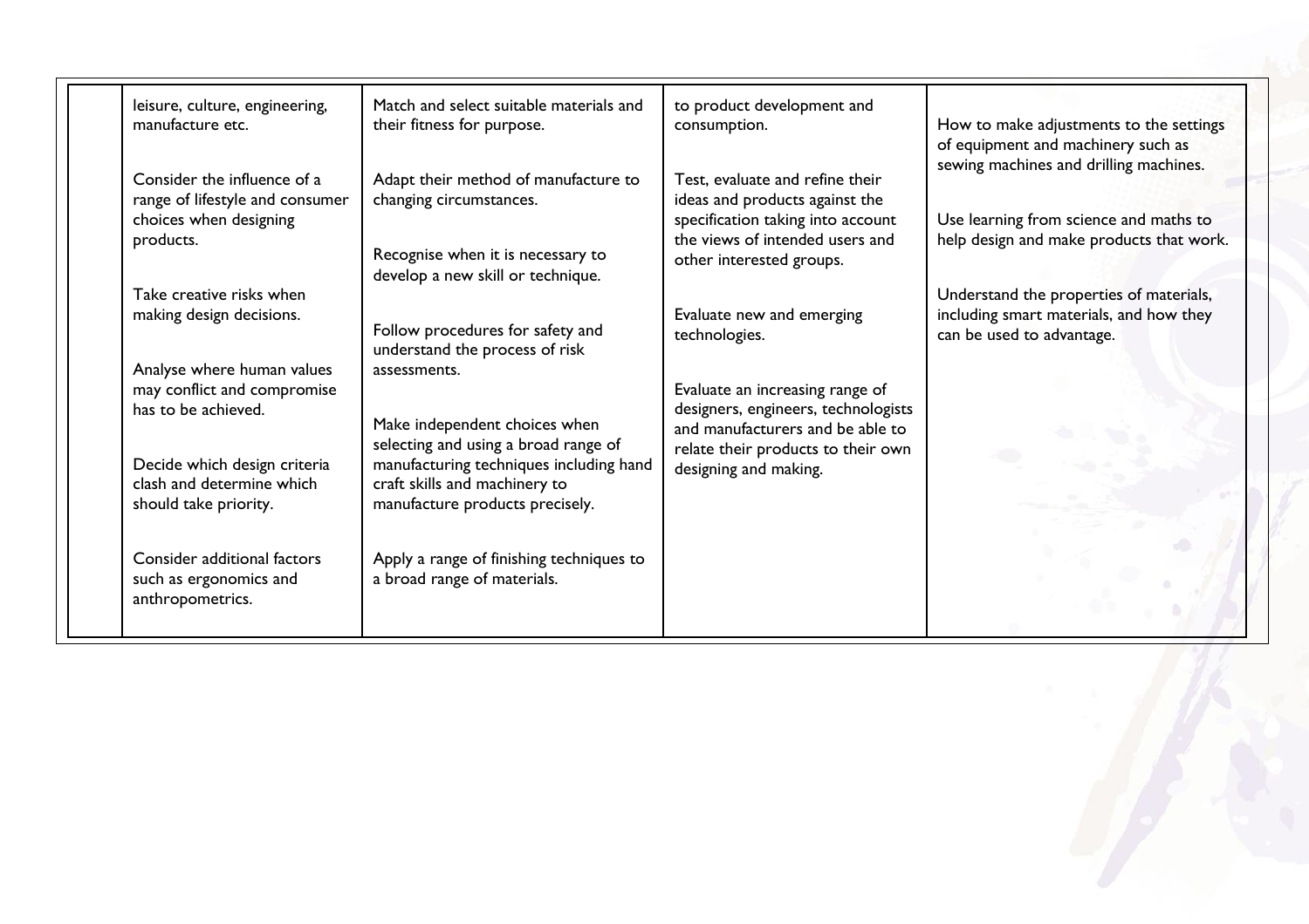| | | | | |
|---|---|---|---|---|
| | leisure, culture, engineering, manufacture etc.<br><br>Consider the influence of a range of lifestyle and consumer choices when designing products.<br><br>Take creative risks when making design decisions.<br><br>Analyse where human values may conflict and compromise has to be achieved.<br><br>Decide which design criteria clash and determine which should take priority.<br><br>Consider additional factors such as ergonomics and anthropometrics. | Match and select suitable materials and their fitness for purpose.<br><br>Adapt their method of manufacture to changing circumstances.<br><br>Recognise when it is necessary to develop a new skill or technique.<br><br>Follow procedures for safety and understand the process of risk assessments.<br><br>Make independent choices when selecting and using a broad range of manufacturing techniques including hand craft skills and machinery to manufacture products precisely.<br><br>Apply a range of finishing techniques to a broad range of materials. | to product development and consumption.<br><br>Test, evaluate and refine their ideas and products against the specification taking into account the views of intended users and other interested groups.<br><br>Evaluate new and emerging technologies.<br><br>Evaluate an increasing range of designers, engineers, technologists and manufacturers and be able to relate their products to their own designing and making. | How to make adjustments to the settings of equipment and machinery such as sewing machines and drilling machines.<br><br>Use learning from science and maths to help design and make products that work.<br><br>Understand the properties of materials, including smart materials, and how they can be used to advantage. |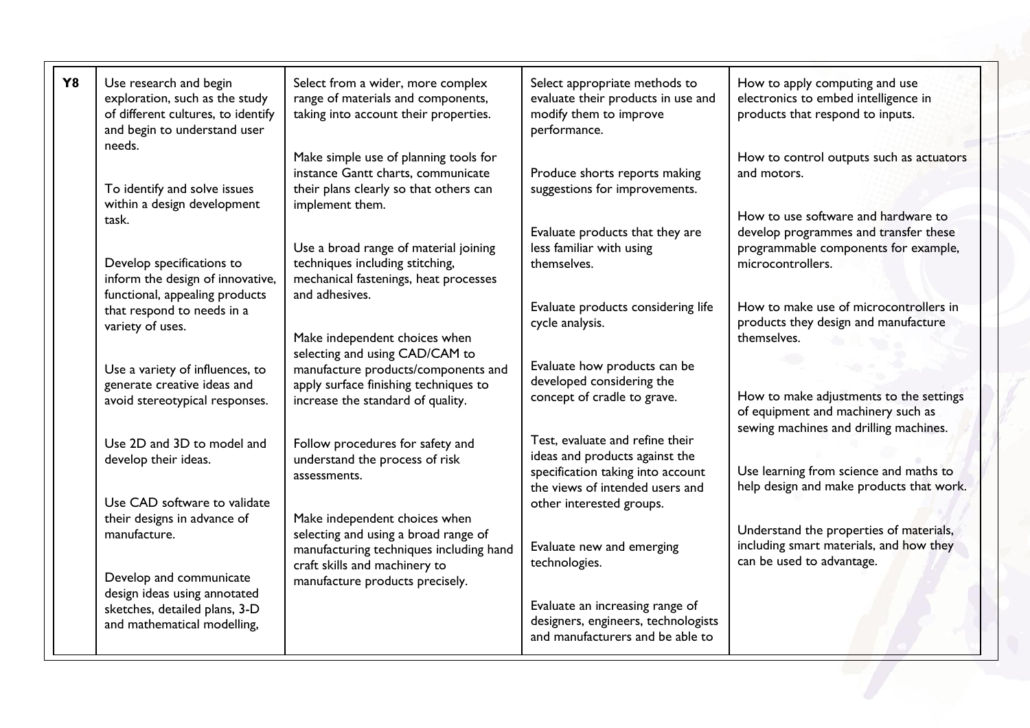| Y8 | Use research and begin exploration, such as the study of different cultures, to identify and begin to understand user needs.<br><br>To identify and solve issues within a design development task.<br><br>Develop specifications to inform the design of innovative, functional, appealing products that respond to needs in a variety of uses.<br><br>Use a variety of influences, to generate creative ideas and avoid stereotypical responses.<br><br>Use 2D and 3D to model and develop their ideas.<br><br>Use CAD software to validate their designs in advance of manufacture.<br><br>Develop and communicate design ideas using annotated sketches, detailed plans, 3-D and mathematical modelling, | Select from a wider, more complex range of materials and components, taking into account their properties.<br><br>Make simple use of planning tools for instance Gantt charts, communicate their plans clearly so that others can implement them.<br><br>Use a broad range of material joining techniques including stitching, mechanical fastenings, heat processes and adhesives.<br><br>Make independent choices when selecting and using CAD/CAM to manufacture products/components and apply surface finishing techniques to increase the standard of quality.<br><br>Follow procedures for safety and understand the process of risk assessments.<br><br>Make independent choices when selecting and using a broad range of manufacturing techniques including hand craft skills and machinery to manufacture products precisely. | Select appropriate methods to evaluate their products in use and modify them to improve performance.<br><br>Produce shorts reports making suggestions for improvements.<br><br>Evaluate products that they are less familiar with using themselves.<br><br>Evaluate products considering life cycle analysis.<br><br>Evaluate how products can be developed considering the concept of cradle to grave.<br><br>Test, evaluate and refine their ideas and products against the specification taking into account the views of intended users and other interested groups.<br><br>Evaluate new and emerging technologies.<br><br>Evaluate an increasing range of designers, engineers, technologists and manufacturers and be able to | How to apply computing and use electronics to embed intelligence in products that respond to inputs.<br><br>How to control outputs such as actuators and motors.<br><br>How to use software and hardware to develop programmes and transfer these programmable components for example, microcontrollers.<br><br>How to make use of microcontrollers in products they design and manufacture themselves.<br><br>How to make adjustments to the settings of equipment and machinery such as sewing machines and drilling machines.<br><br>Use learning from science and maths to help design and make products that work.<br><br>Understand the properties of materials, including smart materials, and how they can be used to advantage. |
|---|---|---|---|---|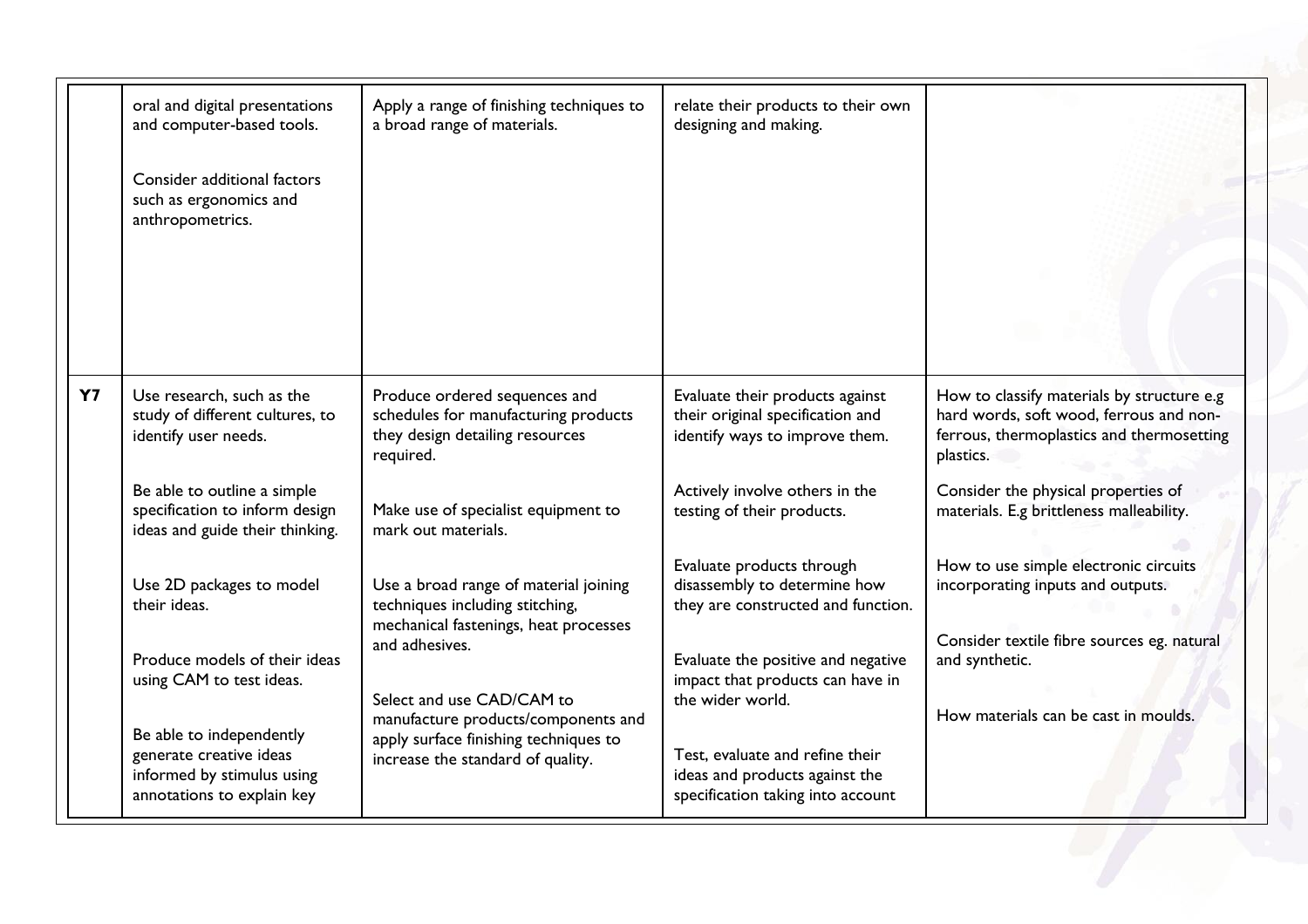|  |  |  |  |  |
|---|---|---|---|---|
|  | oral and digital presentations and computer-based tools.<br><br>Consider additional factors such as ergonomics and anthropometrics. | Apply a range of finishing techniques to a broad range of materials. | relate their products to their own designing and making. |  |
| **Y7** | Use research, such as the study of different cultures, to identify user needs.<br><br>Be able to outline a simple specification to inform design ideas and guide their thinking.<br><br>Use 2D packages to model their ideas.<br><br>Produce models of their ideas using CAM to test ideas.<br><br>Be able to independently generate creative ideas informed by stimulus using annotations to explain key | Produce ordered sequences and schedules for manufacturing products they design detailing resources required.<br><br>Make use of specialist equipment to mark out materials.<br><br>Use a broad range of material joining techniques including stitching, mechanical fastenings, heat processes and adhesives.<br><br>Select and use CAD/CAM to manufacture products/components and apply surface finishing techniques to increase the standard of quality. | Evaluate their products against their original specification and identify ways to improve them.<br><br>Actively involve others in the testing of their products.<br><br>Evaluate products through disassembly to determine how they are constructed and function.<br><br>Evaluate the positive and negative impact that products can have in the wider world.<br><br>Test, evaluate and refine their ideas and products against the specification taking into account | How to classify materials by structure e.g hard words, soft wood, ferrous and non-ferrous, thermoplastics and thermosetting plastics.<br><br>Consider the physical properties of materials. E.g brittleness malleability.<br><br>How to use simple electronic circuits incorporating inputs and outputs.<br><br>Consider textile fibre sources eg. natural and synthetic.<br><br>How materials can be cast in moulds. |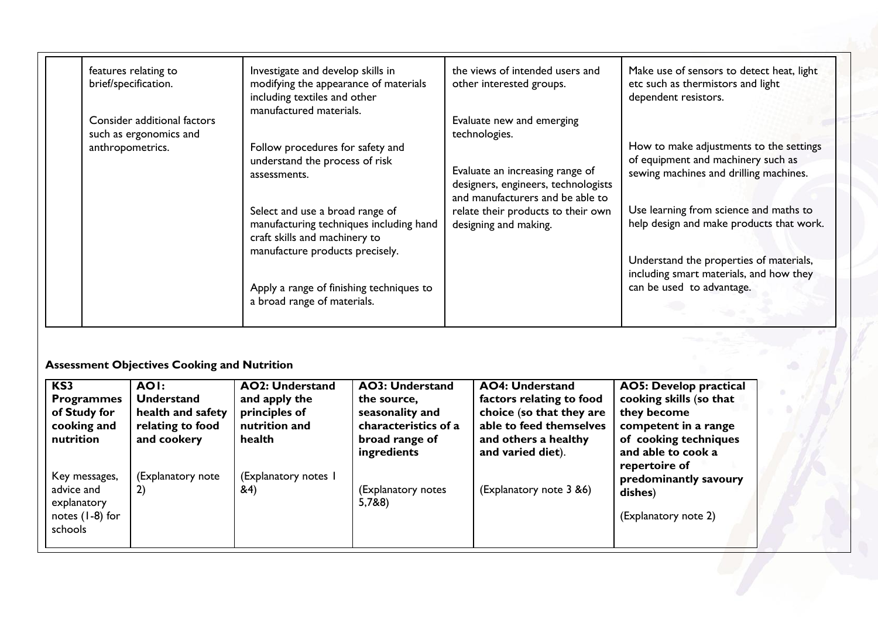|  | features relating to brief/specification.<br><br>Consider additional factors such as ergonomics and anthropometrics. | Investigate and develop skills in modifying the appearance of materials including textiles and other manufactured materials.<br><br>Follow procedures for safety and understand the process of risk assessments.<br><br>Select and use a broad range of manufacturing techniques including hand craft skills and machinery to manufacture products precisely.<br><br>Apply a range of finishing techniques to a broad range of materials. | the views of intended users and other interested groups.<br><br>Evaluate new and emerging technologies.<br><br>Evaluate an increasing range of designers, engineers, technologists and manufacturers and be able to relate their products to their own designing and making. | Make use of sensors to detect heat, light etc such as thermistors and light dependent resistors.<br><br>How to make adjustments to the settings of equipment and machinery such as sewing machines and drilling machines.<br><br>Use learning from science and maths to help design and make products that work.<br><br>Understand the properties of materials, including smart materials, and how they can be used to advantage. |
|---|---|---|---|---|

**Assessment Objectives Cooking and Nutrition**

| **KS3 Programmes of Study for cooking and nutrition** | **AO1: Understand health and safety relating to food and cookery** | **AO2: Understand and apply the principles of nutrition and health** | **AO3: Understand the source, seasonality and characteristics of a broad range of ingredients** | **AO4: Understand factors relating to food choice (so that they are able to feed themselves and others a healthy and varied diet).** | **AO5: Develop practical cooking skills (so that they become competent in a range of cooking techniques and able to cook a repertoire of predominantly savoury dishes)** |
|---|---|---|---|---|---|
| Key messages, advice and explanatory notes (1-8) for schools | (Explanatory note 2) | (Explanatory notes 1 &4) | (Explanatory notes 5,7&8) | (Explanatory note 3 &6) | (Explanatory note 2) |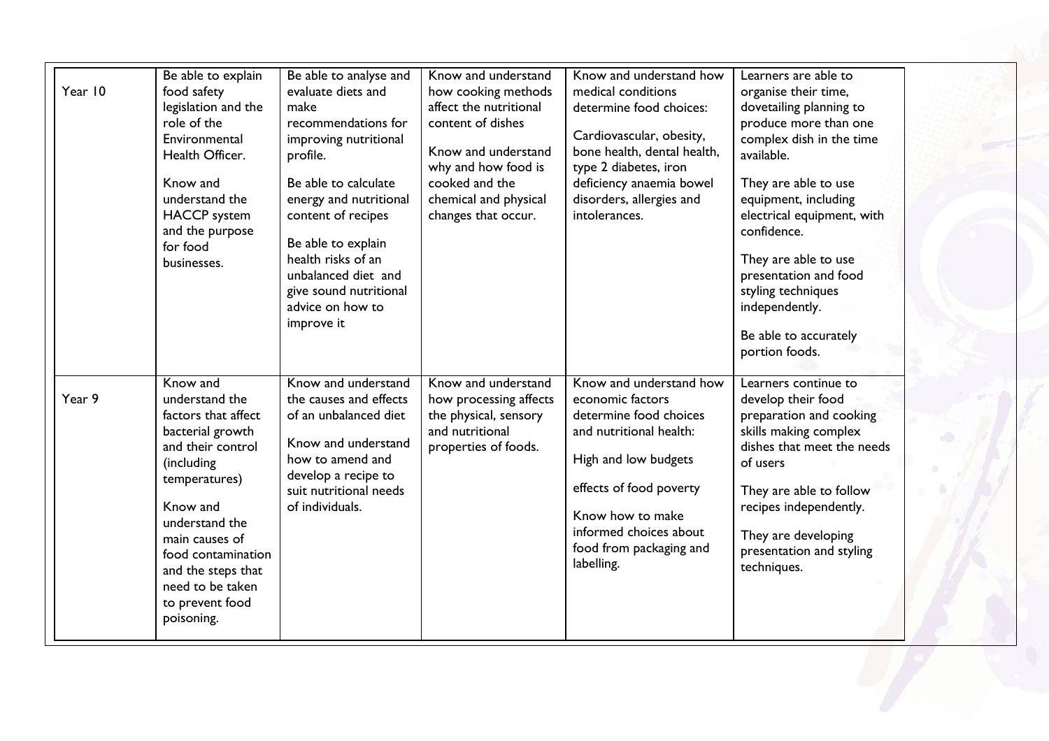| | | | | | |
|---|---|---|---|---|---|
| Year 10 | Be able to explain food safety legislation and the role of the Environmental Health Officer.<br><br>Know and understand the HACCP system and the purpose for food businesses. | Be able to analyse and evaluate diets and make recommendations for improving nutritional profile.<br><br>Be able to calculate energy and nutritional content of recipes<br><br>Be able to explain health risks of an unbalanced diet and give sound nutritional advice on how to improve it | Know and understand how cooking methods affect the nutritional content of dishes<br><br>Know and understand why and how food is cooked and the chemical and physical changes that occur. | Know and understand how medical conditions determine food choices:<br><br>Cardiovascular, obesity, bone health, dental health, type 2 diabetes, iron deficiency anaemia bowel disorders, allergies and intolerances. | Learners are able to organise their time, dovetailing planning to produce more than one complex dish in the time available.<br><br>They are able to use equipment, including electrical equipment, with confidence.<br><br>They are able to use presentation and food styling techniques independently.<br><br>Be able to accurately portion foods. |
| Year 9 | Know and understand the factors that affect bacterial growth and their control (including temperatures)<br><br>Know and understand the main causes of food contamination and the steps that need to be taken to prevent food poisoning. | Know and understand the causes and effects of an unbalanced diet<br><br>Know and understand how to amend and develop a recipe to suit nutritional needs of individuals. | Know and understand how processing affects the physical, sensory and nutritional properties of foods. | Know and understand how economic factors determine food choices and nutritional health:<br><br>High and low budgets<br><br>effects of food poverty<br><br>Know how to make informed choices about food from packaging and labelling. | Learners continue to develop their food preparation and cooking skills making complex dishes that meet the needs of users<br><br>They are able to follow recipes independently.<br><br>They are developing presentation and styling techniques. |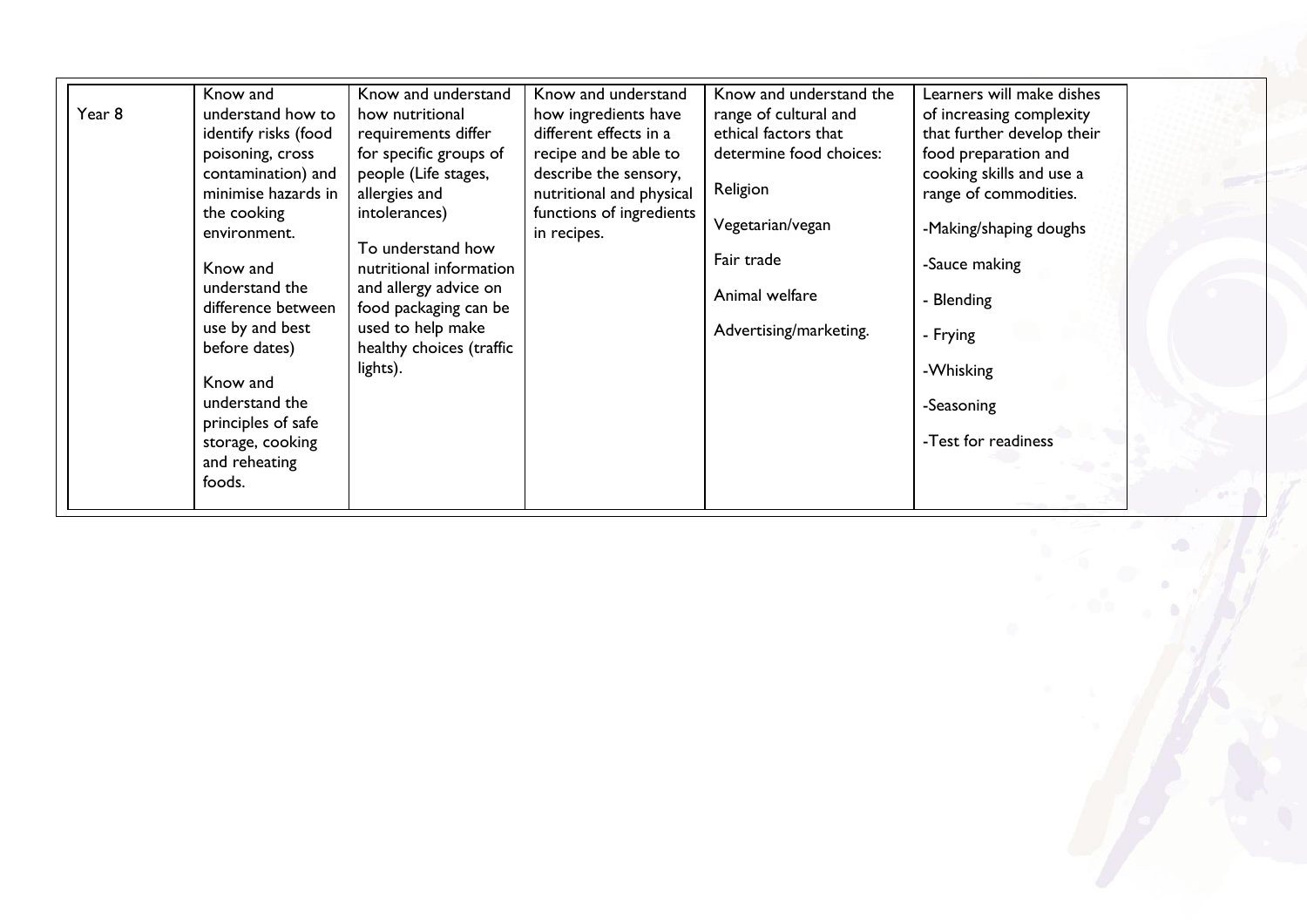| | | | | | |
|---|---|---|---|---|---|
| Year 8 | Know and understand how to identify risks (food poisoning, cross contamination) and minimise hazards in the cooking environment.<br><br>Know and understand the difference between use by and best before dates)<br><br>Know and understand the principles of safe storage, cooking and reheating foods. | Know and understand how nutritional requirements differ for specific groups of people (Life stages, allergies and intolerances)<br><br>To understand how nutritional information and allergy advice on food packaging can be used to help make healthy choices (traffic lights). | Know and understand how ingredients have different effects in a recipe and be able to describe the sensory, nutritional and physical functions of ingredients in recipes. | Know and understand the range of cultural and ethical factors that determine food choices:<br><br>Religion<br><br>Vegetarian/vegan<br><br>Fair trade<br><br>Animal welfare<br><br>Advertising/marketing. | Learners will make dishes of increasing complexity that further develop their food preparation and cooking skills and use a range of commodities.<br><br>-Making/shaping doughs<br><br>-Sauce making<br><br>- Blending<br><br>- Frying<br><br>-Whisking<br><br>-Seasoning<br><br>-Test for readiness |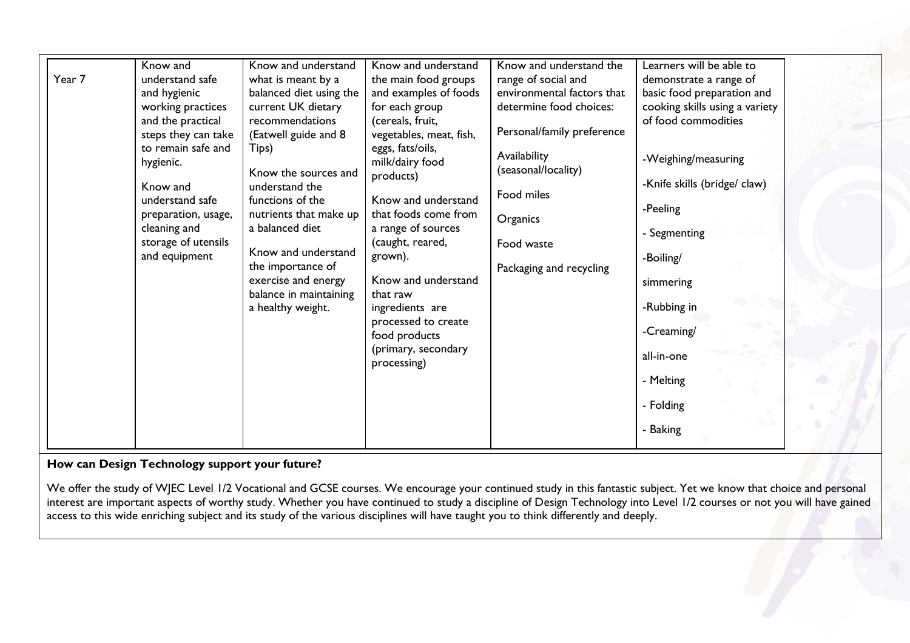| Year 7 | Know and understand safe and hygienic working practices and the practical steps they can take to remain safe and hygienic.<br><br>Know and understand safe preparation, usage, cleaning and storage of utensils and equipment | Know and understand what is meant by a balanced diet using the current UK dietary recommendations (Eatwell guide and 8 Tips)<br><br>Know the sources and understand the functions of the nutrients that make up a balanced diet<br><br>Know and understand the importance of exercise and energy balance in maintaining a healthy weight. | Know and understand the main food groups and examples of foods for each group (cereals, fruit, vegetables, meat, fish, eggs, fats/oils, milk/dairy food products)<br><br>Know and understand that foods come from a range of sources (caught, reared, grown).<br><br>Know and understand that raw ingredients are processed to create food products (primary, secondary processing) | Know and understand the range of social and environmental factors that determine food choices:<br><br>Personal/family preference<br><br>Availability (seasonal/locality)<br><br>Food miles<br><br>Organics<br><br>Food waste<br><br>Packaging and recycling | Learners will be able to demonstrate a range of basic food preparation and cooking skills using a variety of food commodities<br><br>-Weighing/measuring<br><br>-Knife skills (bridge/ claw)<br><br>-Peeling<br><br>- Segmenting<br><br>-Boiling/<br><br>simmering<br><br>-Rubbing in<br><br>-Creaming/<br><br>all-in-one<br><br>- Melting<br><br>- Folding<br><br>- Baking |
|---|---|---|---|---|---|

**How can Design Technology support your future?**

We offer the study of WJEC Level 1/2 Vocational and GCSE courses. We encourage your continued study in this fantastic subject. Yet we know that choice and personal interest are important aspects of worthy study. Whether you have continued to study a discipline of Design Technology into Level 1/2 courses or not you will have gained access to this wide enriching subject and its study of the various disciplines will have taught you to think differently and deeply.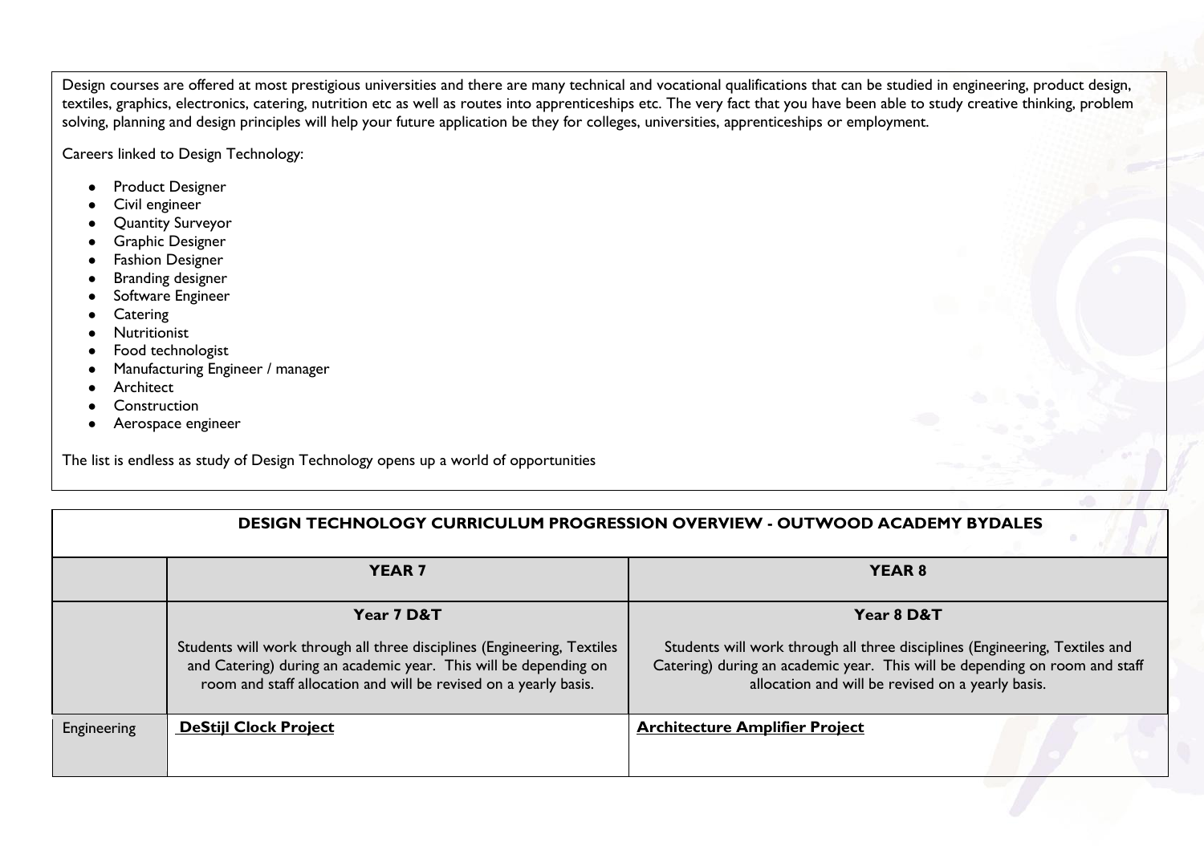Design courses are offered at most prestigious universities and there are many technical and vocational qualifications that can be studied in engineering, product design, textiles, graphics, electronics, catering, nutrition etc as well as routes into apprenticeships etc. The very fact that you have been able to study creative thinking, problem solving, planning and design principles will help your future application be they for colleges, universities, apprenticeships or employment.

Careers linked to Design Technology:

- Product Designer
- Civil engineer
- Quantity Surveyor
- Graphic Designer
- Fashion Designer
- Branding designer
- Software Engineer
- Catering
- Nutritionist
- Food technologist
- Manufacturing Engineer / manager
- Architect
- Construction
- Aerospace engineer

The list is endless as study of Design Technology opens up a world of opportunities

| DESIGN TECHNOLOGY CURRICULUM PROGRESSION OVERVIEW - OUTWOOD ACADEMY BYDALES | | |
|---|---|---|
| | **YEAR 7** | **YEAR 8** |
| | **Year 7 D&T**<br><br>Students will work through all three disciplines (Engineering, Textiles and Catering) during an academic year. This will be depending on room and staff allocation and will be revised on a yearly basis. | **Year 8 D&T**<br><br>Students will work through all three disciplines (Engineering, Textiles and Catering) during an academic year. This will be depending on room and staff allocation and will be revised on a yearly basis. |
| Engineering | **DeStijl Clock Project** | **Architecture Amplifier Project** |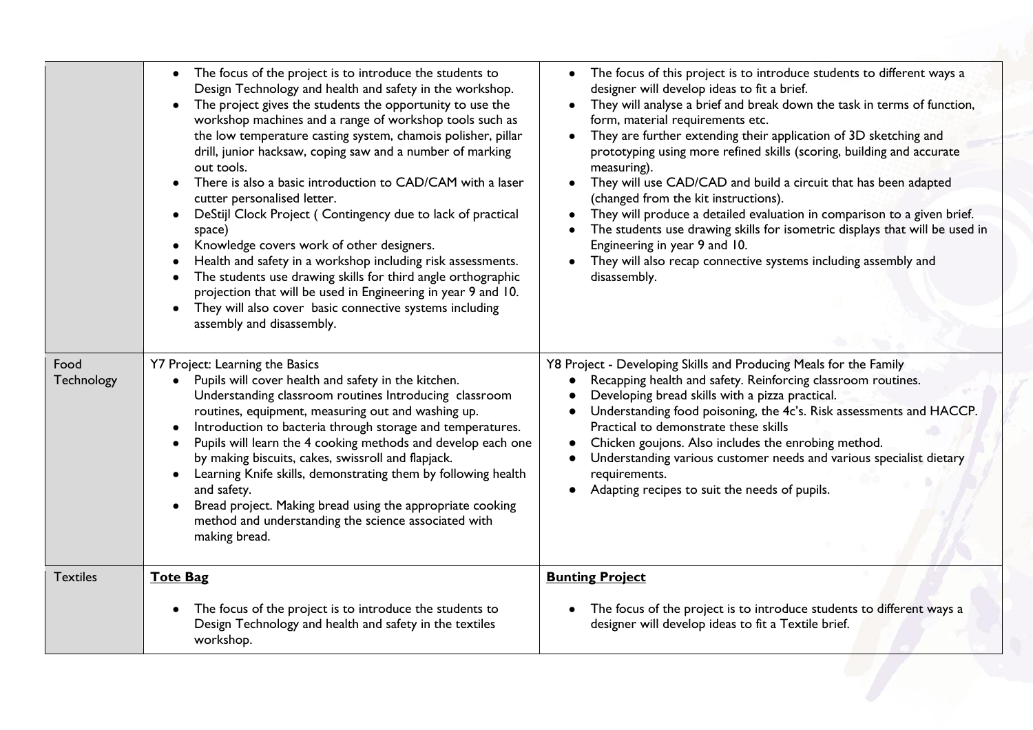| | | |
|---|---|---|
| | • The focus of the project is to introduce the students to Design Technology and health and safety in the workshop.<br>• The project gives the students the opportunity to use the workshop machines and a range of workshop tools such as the low temperature casting system, chamois polisher, pillar drill, junior hacksaw, coping saw and a number of marking out tools.<br>• There is also a basic introduction to CAD/CAM with a laser cutter personalised letter.<br>• DeStijl Clock Project ( Contingency due to lack of practical space)<br>• Knowledge covers work of other designers.<br>• Health and safety in a workshop including risk assessments.<br>• The students use drawing skills for third angle orthographic projection that will be used in Engineering in year 9 and 10.<br>• They will also cover basic connective systems including assembly and disassembly. | • The focus of this project is to introduce students to different ways a designer will develop ideas to fit a brief.<br>• They will analyse a brief and break down the task in terms of function, form, material requirements etc.<br>• They are further extending their application of 3D sketching and prototyping using more refined skills (scoring, building and accurate measuring).<br>• They will use CAD/CAD and build a circuit that has been adapted (changed from the kit instructions).<br>• They will produce a detailed evaluation in comparison to a given brief.<br>• The students use drawing skills for isometric displays that will be used in Engineering in year 9 and 10.<br>• They will also recap connective systems including assembly and disassembly. |
| Food Technology | Y7 Project: Learning the Basics<br>• Pupils will cover health and safety in the kitchen. Understanding classroom routines Introducing classroom routines, equipment, measuring out and washing up.<br>• Introduction to bacteria through storage and temperatures.<br>• Pupils will learn the 4 cooking methods and develop each one by making biscuits, cakes, swissroll and flapjack.<br>• Learning Knife skills, demonstrating them by following health and safety.<br>• Bread project. Making bread using the appropriate cooking method and understanding the science associated with making bread. | Y8 Project - Developing Skills and Producing Meals for the Family<br>• Recapping health and safety. Reinforcing classroom routines.<br>• Developing bread skills with a pizza practical.<br>• Understanding food poisoning, the 4c's. Risk assessments and HACCP. Practical to demonstrate these skills<br>• Chicken goujons. Also includes the enrobing method.<br>• Understanding various customer needs and various specialist dietary requirements.<br>• Adapting recipes to suit the needs of pupils. |
| Textiles | **Tote Bag**<br><br>• The focus of the project is to introduce the students to Design Technology and health and safety in the textiles workshop. | **Bunting Project**<br><br>• The focus of the project is to introduce students to different ways a designer will develop ideas to fit a Textile brief. |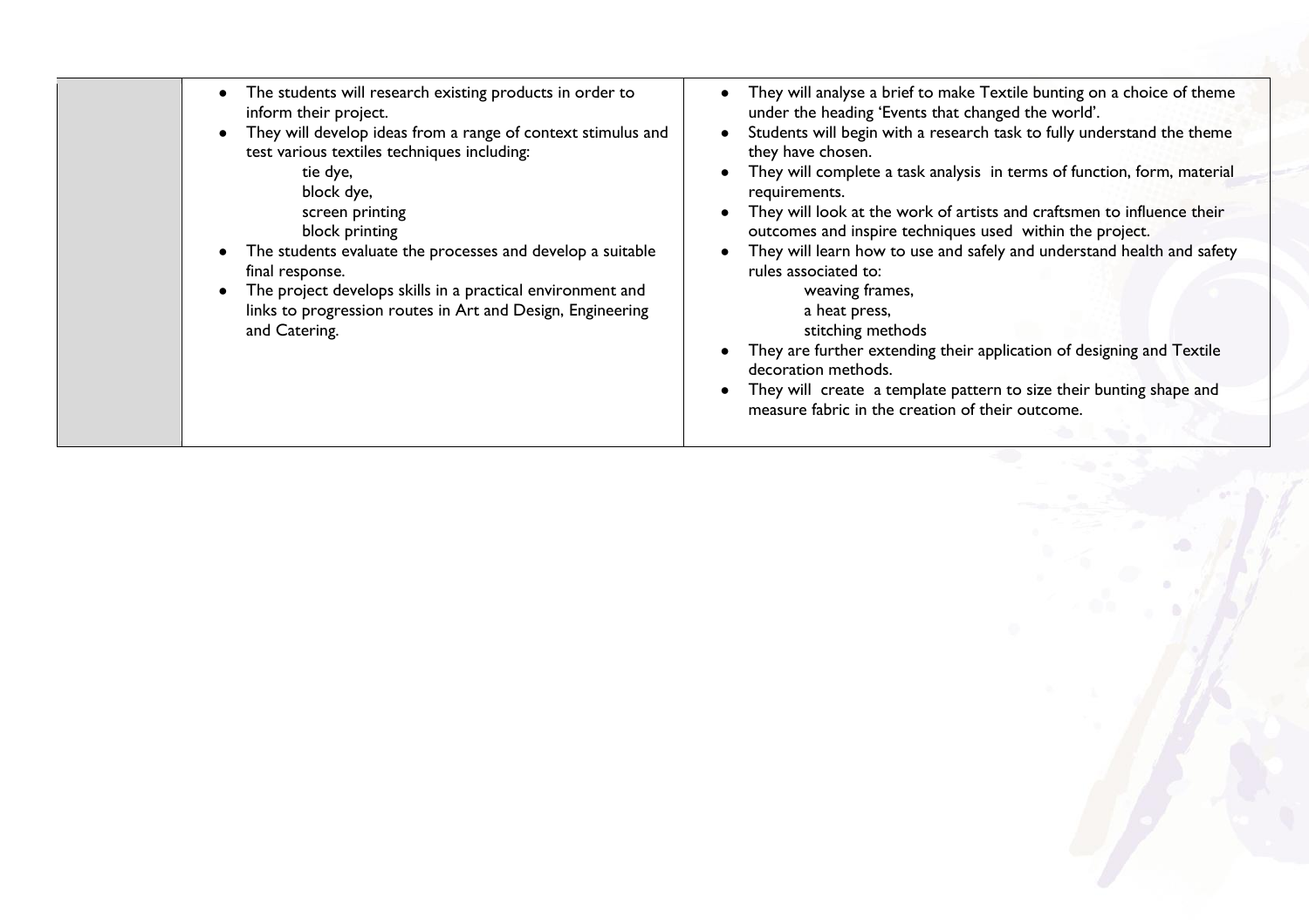| | | |
|---|---|---|
| | <ul><li>The students will research existing products in order to inform their project.</li><li>They will develop ideas from a range of context stimulus and test various textiles techniques including:<br>tie dye,<br>block dye,<br>screen printing<br>block printing</li><li>The students evaluate the processes and develop a suitable final response.</li><li>The project develops skills in a practical environment and links to progression routes in Art and Design, Engineering and Catering.</li></ul> | <ul><li>They will analyse a brief to make Textile bunting on a choice of theme under the heading 'Events that changed the world'.</li><li>Students will begin with a research task to fully understand the theme they have chosen.</li><li>They will complete a task analysis in terms of function, form, material requirements.</li><li>They will look at the work of artists and craftsmen to influence their outcomes and inspire techniques used within the project.</li><li>They will learn how to use and safely and understand health and safety rules associated to:<br>weaving frames,<br>a heat press,<br>stitching methods</li><li>They are further extending their application of designing and Textile decoration methods.</li><li>They will create a template pattern to size their bunting shape and measure fabric in the creation of their outcome.</li></ul> |